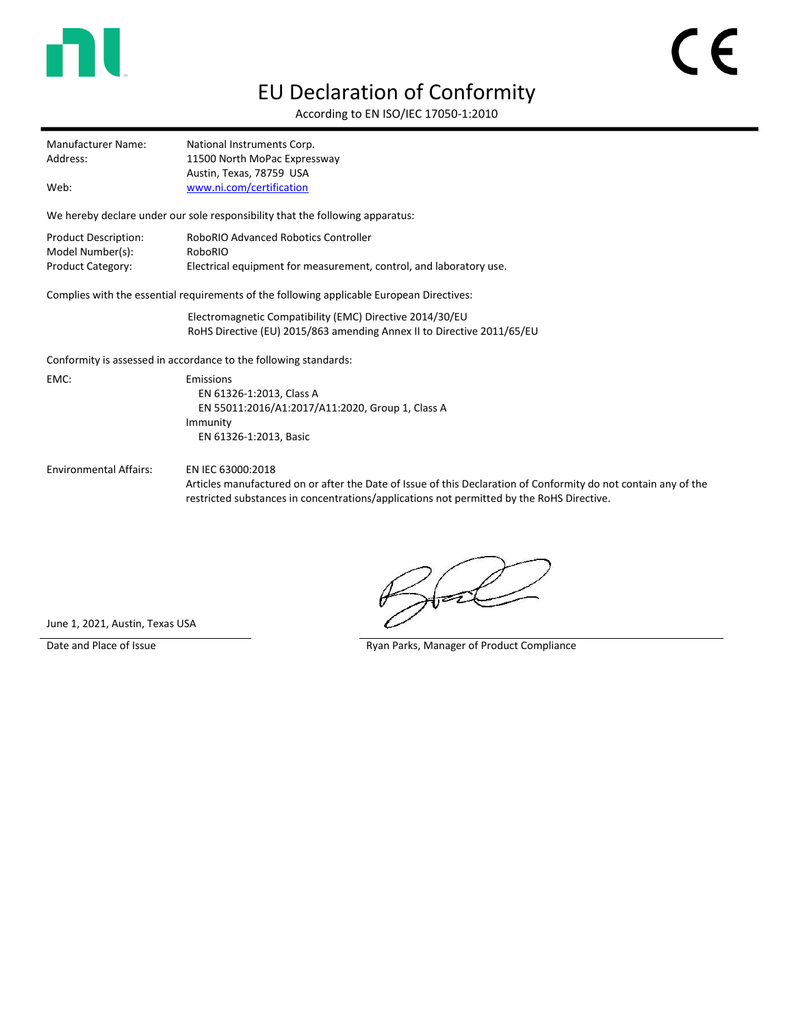# EU Declaration of Conformity

According to EN ISO/IEC 17050-1:2010

| | |
|---|---|
| Manufacturer Name: | National Instruments Corp. |
| Address: | 11500 North MoPac Expressway<br>Austin, Texas, 78759 USA |
| Web: | [www.ni.com/certification](http://www.ni.com/certification) |

We hereby declare under our sole responsibility that the following apparatus:

| | |
|---|---|
| Product Description: | RoboRIO Advanced Robotics Controller |
| Model Number(s): | RoboRIO |
| Product Category: | Electrical equipment for measurement, control, and laboratory use. |

Complies with the essential requirements of the following applicable European Directives:

Electromagnetic Compatibility (EMC) Directive 2014/30/EU
RoHS Directive (EU) 2015/863 amending Annex II to Directive 2011/65/EU

Conformity is assessed in accordance to the following standards:

EMC:

- Emissions
  - EN 61326-1:2013, Class A
  - EN 55011:2016/A1:2017/A11:2020, Group 1, Class A
- Immunity
  - EN 61326-1:2013, Basic

Environmental Affairs:

EN IEC 63000:2018
Articles manufactured on or after the Date of Issue of this Declaration of Conformity do not contain any of the restricted substances in concentrations/applications not permitted by the RoHS Directive.

June 1, 2021, Austin, Texas USA
Date and Place of Issue

Ryan Parks, Manager of Product Compliance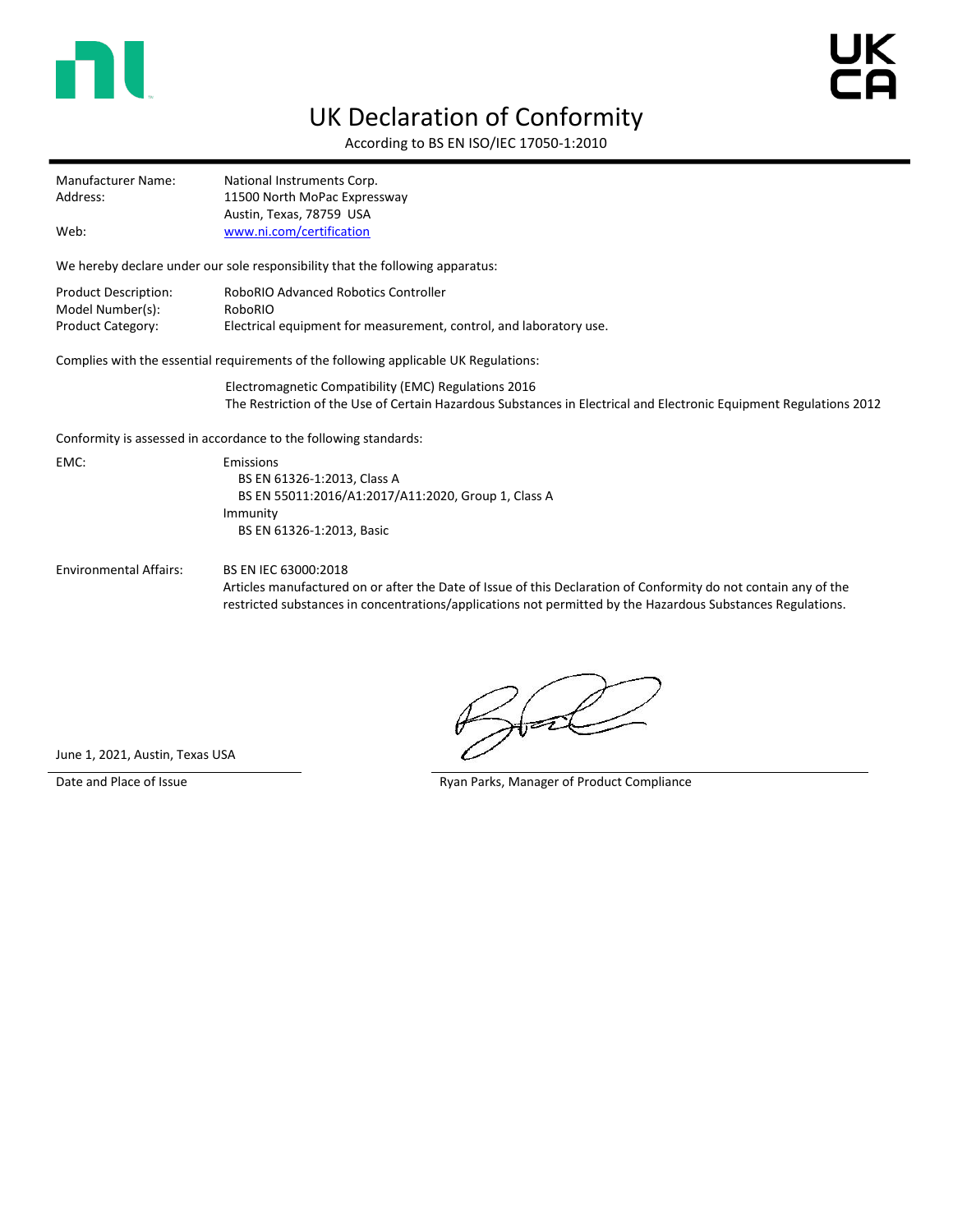# UK Declaration of Conformity

According to BS EN ISO/IEC 17050-1:2010

| | |
|---|---|
| Manufacturer Name: | National Instruments Corp. |
| Address: | 11500 North MoPac Expressway<br>Austin, Texas, 78759 USA |
| Web: | www.ni.com/certification |

We hereby declare under our sole responsibility that the following apparatus:

| | |
|---|---|
| Product Description: | RoboRIO Advanced Robotics Controller |
| Model Number(s): | RoboRIO |
| Product Category: | Electrical equipment for measurement, control, and laboratory use. |

Complies with the essential requirements of the following applicable UK Regulations:

Electromagnetic Compatibility (EMC) Regulations 2016
The Restriction of the Use of Certain Hazardous Substances in Electrical and Electronic Equipment Regulations 2012

Conformity is assessed in accordance to the following standards:

EMC:

- Emissions
  - BS EN 61326-1:2013, Class A
  - BS EN 55011:2016/A1:2017/A11:2020, Group 1, Class A
- Immunity
  - BS EN 61326-1:2013, Basic

Environmental Affairs:

BS EN IEC 63000:2018
Articles manufactured on or after the Date of Issue of this Declaration of Conformity do not contain any of the restricted substances in concentrations/applications not permitted by the Hazardous Substances Regulations.

June 1, 2021, Austin, Texas USA

Date and Place of Issue

Ryan Parks, Manager of Product Compliance